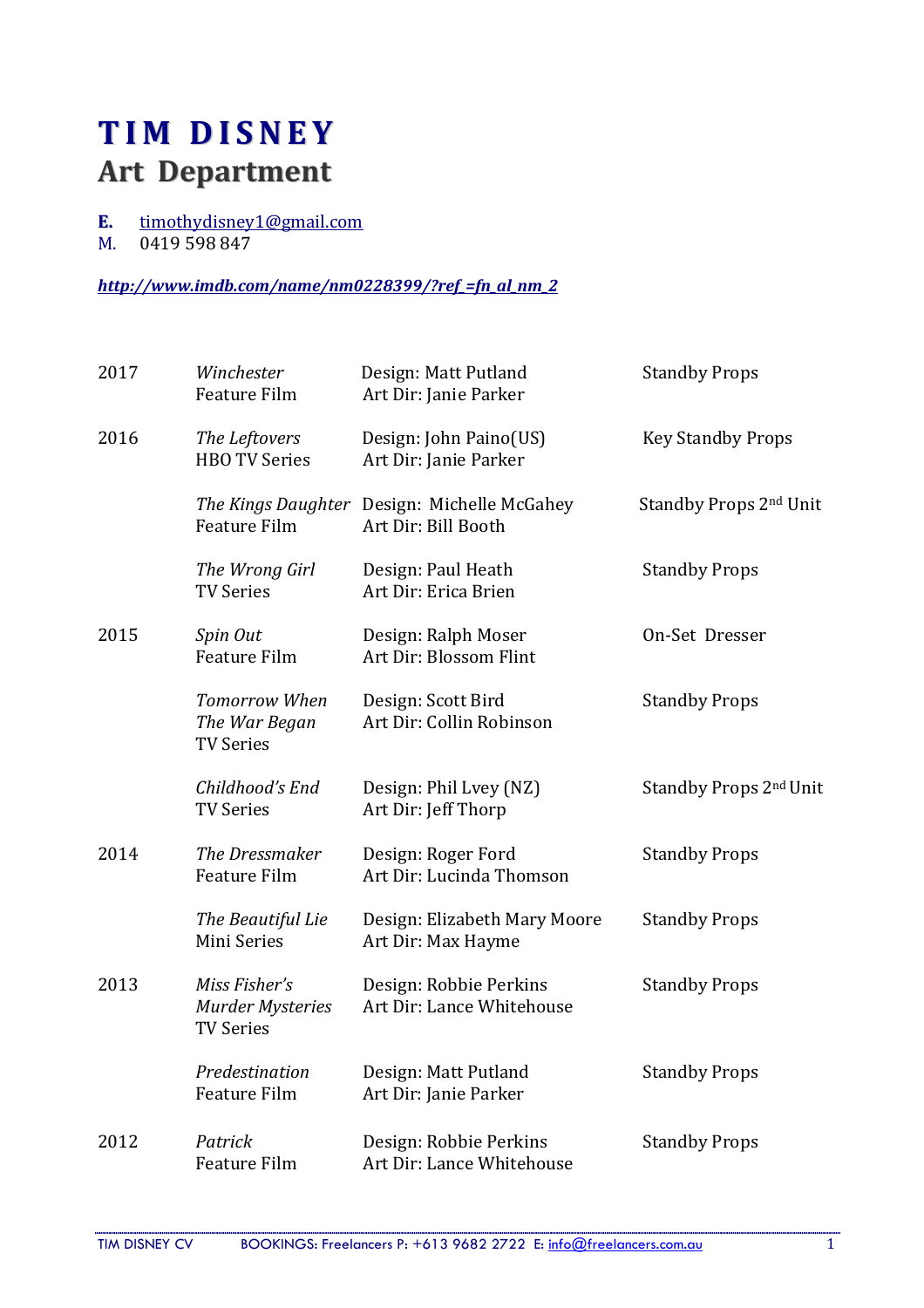# TIM DISNEY
## Art Department

**E.** timothydisney1@gmail.com
M. 0419 598 847

***http://www.imdb.com/name/nm0228399/?ref_=fn_al_nm_2***

| | | | |
|---|---|---|---|
| 2017 | *Winchester*<br>Feature Film | Design: Matt Putland<br>Art Dir: Janie Parker | Standby Props |
| 2016 | *The Leftovers*<br>HBO TV Series | Design: John Paino(US)<br>Art Dir: Janie Parker | Key Standby Props |
| | *The Kings Daughter*<br>Feature Film | Design: Michelle McGahey<br>Art Dir: Bill Booth | Standby Props 2nd Unit |
| | *The Wrong Girl*<br>TV Series | Design: Paul Heath<br>Art Dir: Erica Brien | Standby Props |
| 2015 | *Spin Out*<br>Feature Film | Design: Ralph Moser<br>Art Dir: Blossom Flint | On-Set Dresser |
| | *Tomorrow When The War Began*<br>TV Series | Design: Scott Bird<br>Art Dir: Collin Robinson | Standby Props |
| | *Childhood's End*<br>TV Series | Design: Phil Lvey (NZ)<br>Art Dir: Jeff Thorp | Standby Props 2nd Unit |
| 2014 | *The Dressmaker*<br>Feature Film | Design: Roger Ford<br>Art Dir: Lucinda Thomson | Standby Props |
| | *The Beautiful Lie*<br>Mini Series | Design: Elizabeth Mary Moore<br>Art Dir: Max Hayme | Standby Props |
| 2013 | *Miss Fisher's Murder Mysteries*<br>TV Series | Design: Robbie Perkins<br>Art Dir: Lance Whitehouse | Standby Props |
| | *Predestination*<br>Feature Film | Design: Matt Putland<br>Art Dir: Janie Parker | Standby Props |
| 2012 | *Patrick*<br>Feature Film | Design: Robbie Perkins<br>Art Dir: Lance Whitehouse | Standby Props |

TIM DISNEY CV BOOKINGS: Freelancers P: +613 9682 2722 E: info@freelancers.com.au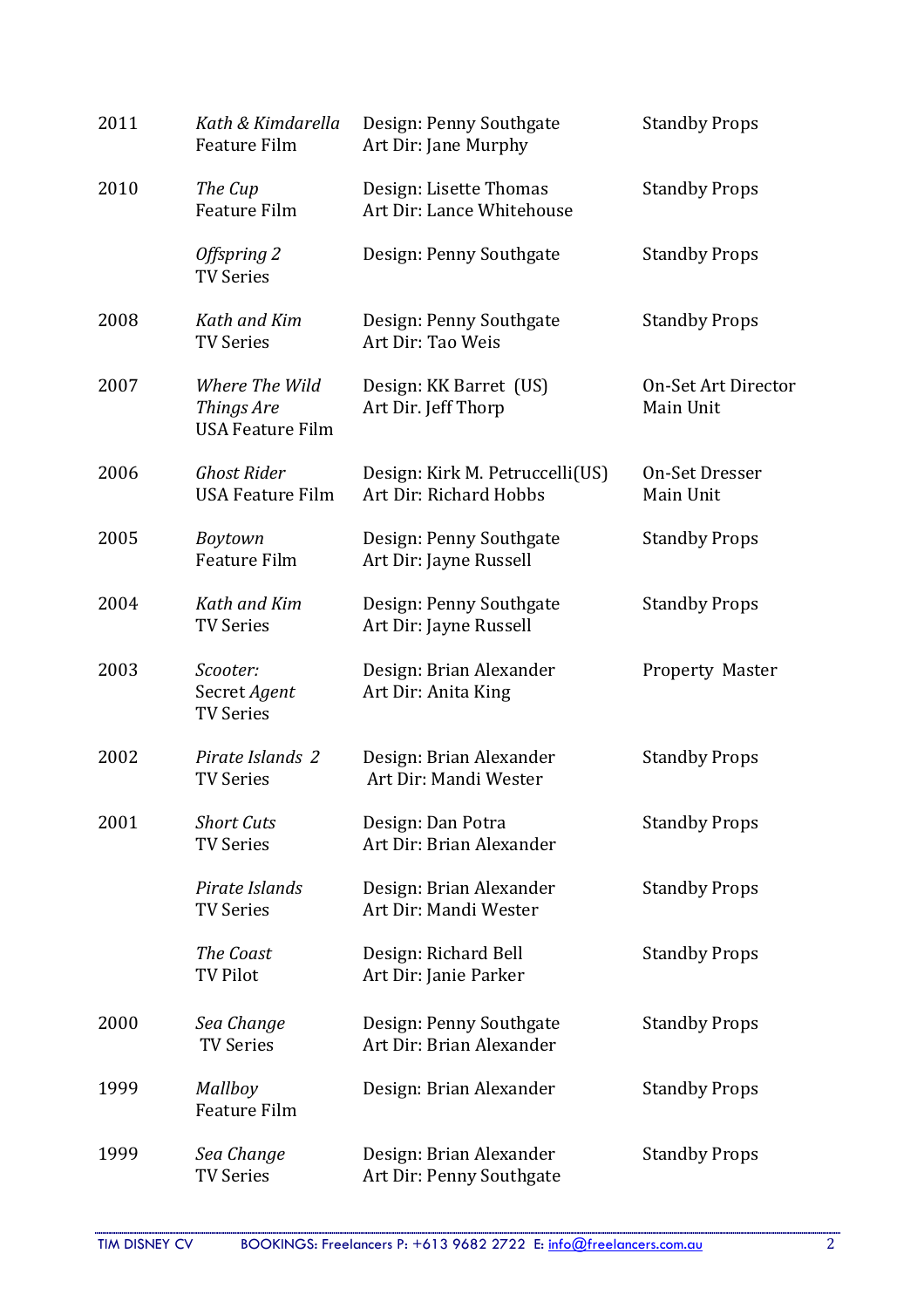| | | | |
|---|---|---|---|
| 2011 | *Kath & Kimdarella*<br>Feature Film | Design: Penny Southgate<br>Art Dir: Jane Murphy | Standby Props |
| 2010 | *The Cup*<br>Feature Film | Design: Lisette Thomas<br>Art Dir: Lance Whitehouse | Standby Props |
| | *Offspring 2*<br>TV Series | Design: Penny Southgate | Standby Props |
| 2008 | *Kath and Kim*<br>TV Series | Design: Penny Southgate<br>Art Dir: Tao Weis | Standby Props |
| 2007 | *Where The Wild Things Are*<br>USA Feature Film | Design: KK Barret (US)<br>Art Dir. Jeff Thorp | On-Set Art Director<br>Main Unit |
| 2006 | *Ghost Rider*<br>USA Feature Film | Design: Kirk M. Petruccelli(US)<br>Art Dir: Richard Hobbs | On-Set Dresser<br>Main Unit |
| 2005 | *Boytown*<br>Feature Film | Design: Penny Southgate<br>Art Dir: Jayne Russell | Standby Props |
| 2004 | *Kath and Kim*<br>TV Series | Design: Penny Southgate<br>Art Dir: Jayne Russell | Standby Props |
| 2003 | *Scooter:*<br>Secret *Agent*<br>TV Series | Design: Brian Alexander<br>Art Dir: Anita King | Property Master |
| 2002 | *Pirate Islands 2*<br>TV Series | Design: Brian Alexander<br>Art Dir: Mandi Wester | Standby Props |
| 2001 | *Short Cuts*<br>TV Series | Design: Dan Potra<br>Art Dir: Brian Alexander | Standby Props |
| | *Pirate Islands*<br>TV Series | Design: Brian Alexander<br>Art Dir: Mandi Wester | Standby Props |
| | *The Coast*<br>TV Pilot | Design: Richard Bell<br>Art Dir: Janie Parker | Standby Props |
| 2000 | *Sea Change*<br>TV Series | Design: Penny Southgate<br>Art Dir: Brian Alexander | Standby Props |
| 1999 | *Mallboy*<br>Feature Film | Design: Brian Alexander | Standby Props |
| 1999 | *Sea Change*<br>TV Series | Design: Brian Alexander<br>Art Dir: Penny Southgate | Standby Props |

TIM DISNEY CV BOOKINGS: Freelancers P: +613 9682 2722 E: info@freelancers.com.au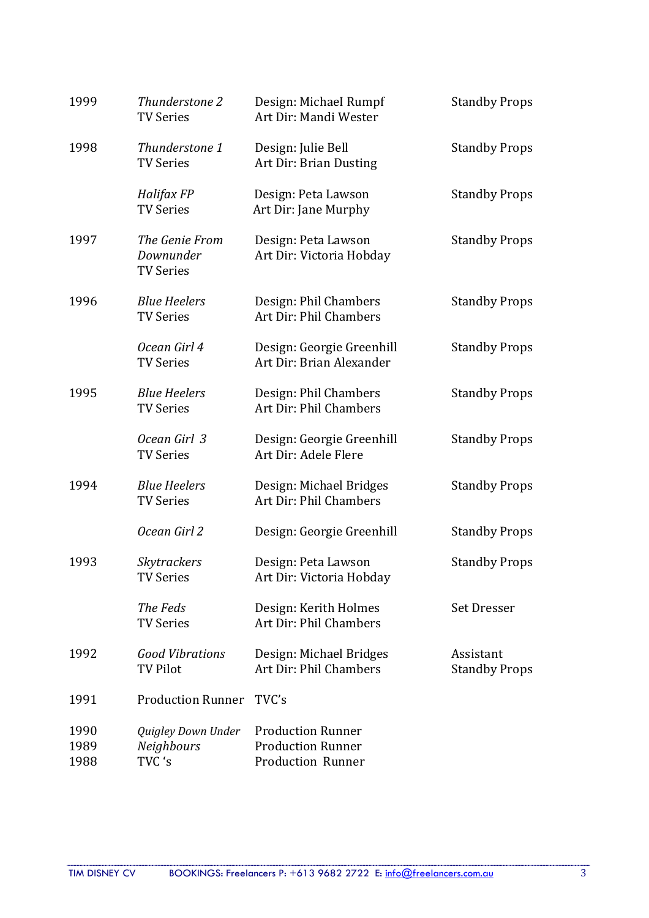| | | | |
|---|---|---|---|
| 1999 | *Thunderstone 2*<br>TV Series | Design: Michael Rumpf<br>Art Dir: Mandi Wester | Standby Props |
| 1998 | *Thunderstone 1*<br>TV Series | Design: Julie Bell<br>Art Dir: Brian Dusting | Standby Props |
| | *Halifax FP*<br>TV Series | Design: Peta Lawson<br>Art Dir: Jane Murphy | Standby Props |
| 1997 | *The Genie From Downunder*<br>TV Series | Design: Peta Lawson<br>Art Dir: Victoria Hobday | Standby Props |
| 1996 | *Blue Heelers*<br>TV Series | Design: Phil Chambers<br>Art Dir: Phil Chambers | Standby Props |
| | *Ocean Girl 4*<br>TV Series | Design: Georgie Greenhill<br>Art Dir: Brian Alexander | Standby Props |
| 1995 | *Blue Heelers*<br>TV Series | Design: Phil Chambers<br>Art Dir: Phil Chambers | Standby Props |
| | *Ocean Girl 3*<br>TV Series | Design: Georgie Greenhill<br>Art Dir: Adele Flere | Standby Props |
| 1994 | *Blue Heelers*<br>TV Series | Design: Michael Bridges<br>Art Dir: Phil Chambers | Standby Props |
| | *Ocean Girl 2* | Design: Georgie Greenhill | Standby Props |
| 1993 | *Skytrackers*<br>TV Series | Design: Peta Lawson<br>Art Dir: Victoria Hobday | Standby Props |
| | *The Feds*<br>TV Series | Design: Kerith Holmes<br>Art Dir: Phil Chambers | Set Dresser |
| 1992 | *Good Vibrations*<br>TV Pilot | Design: Michael Bridges<br>Art Dir: Phil Chambers | Assistant<br>Standby Props |
| 1991 | Production Runner | TVC's | |
| 1990 | *Quigley Down Under* | Production Runner | |
| 1989 | *Neighbours* | Production Runner | |
| 1988 | TVC 's | Production Runner | |

TIM DISNEY CV BOOKINGS: Freelancers P: +613 9682 2722 E: info@freelancers.com.au